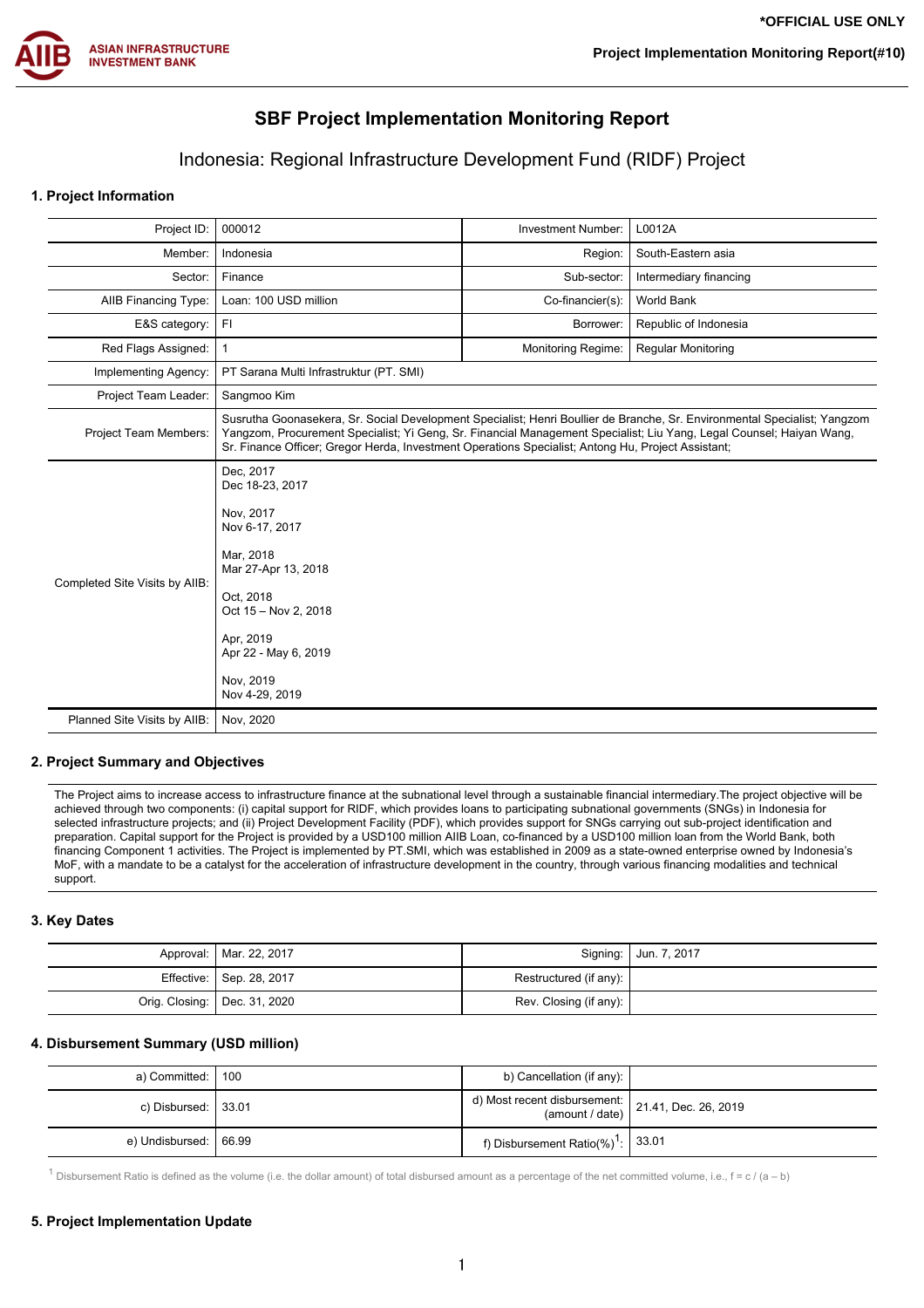*OFFICIAL USE ONLY

# SBF Project Implementation Monitoring Report

## Indonesia: Regional Infrastructure Development Fund (RIDF) Project

### 1. Project Information

| | | | |
|---|---|---|---|
| Project ID: | 000012 | Investment Number: | L0012A |
| Member: | Indonesia | Region: | South-Eastern asia |
| Sector: | Finance | Sub-sector: | Intermediary financing |
| AIIB Financing Type: | Loan: 100 USD million | Co-financier(s): | World Bank |
| E&S category: | FI | Borrower: | Republic of Indonesia |
| Red Flags Assigned: | 1 | Monitoring Regime: | Regular Monitoring |
| Implementing Agency: | PT Sarana Multi Infrastruktur (PT. SMI) | | |
| Project Team Leader: | Sangmoo Kim | | |
| Project Team Members: | Susrutha Goonasekera, Sr. Social Development Specialist; Henri Boullier de Branche, Sr. Environmental Specialist; Yangzom Yangzom, Procurement Specialist; Yi Geng, Sr. Financial Management Specialist; Liu Yang, Legal Counsel; Haiyan Wang, Sr. Finance Officer; Gregor Herda, Investment Operations Specialist; Antong Hu, Project Assistant; | | |
| Completed Site Visits by AIIB: | Dec, 2017<br>Dec 18-23, 2017<br><br>Nov, 2017<br>Nov 6-17, 2017<br><br>Mar, 2018<br>Mar 27-Apr 13, 2018<br><br>Oct, 2018<br>Oct 15 – Nov 2, 2018<br><br>Apr, 2019<br>Apr 22 - May 6, 2019<br><br>Nov, 2019<br>Nov 4-29, 2019 | | |
| Planned Site Visits by AIIB: | Nov, 2020 | | |

### 2. Project Summary and Objectives

The Project aims to increase access to infrastructure finance at the subnational level through a sustainable financial intermediary.The project objective will be achieved through two components: (i) capital support for RIDF, which provides loans to participating subnational governments (SNGs) in Indonesia for selected infrastructure projects; and (ii) Project Development Facility (PDF), which provides support for SNGs carrying out sub-project identification and preparation. Capital support for the Project is provided by a USD100 million AIIB Loan, co-financed by a USD100 million loan from the World Bank, both financing Component 1 activities. The Project is implemented by PT.SMI, which was established in 2009 as a state-owned enterprise owned by Indonesia's MoF, with a mandate to be a catalyst for the acceleration of infrastructure development in the country, through various financing modalities and technical support.

### 3. Key Dates

| | | | |
|---|---|---|---|
| Approval: | Mar. 22, 2017 | Signing: | Jun. 7, 2017 |
| Effective: | Sep. 28, 2017 | Restructured (if any): | |
| Orig. Closing: | Dec. 31, 2020 | Rev. Closing (if any): | |

### 4. Disbursement Summary (USD million)

| | | | |
|---|---|---|---|
| a) Committed: | 100 | b) Cancellation (if any): | |
| c) Disbursed: | 33.01 | d) Most recent disbursement: (amount / date) | 21.41, Dec. 26, 2019 |
| e) Undisbursed: | 66.99 | f) Disbursement Ratio(%)[1]: | 33.01 |

[1] Disbursement Ratio is defined as the volume (i.e. the dollar amount) of total disbursed amount as a percentage of the net committed volume, i.e., f = c / (a – b)

### 5. Project Implementation Update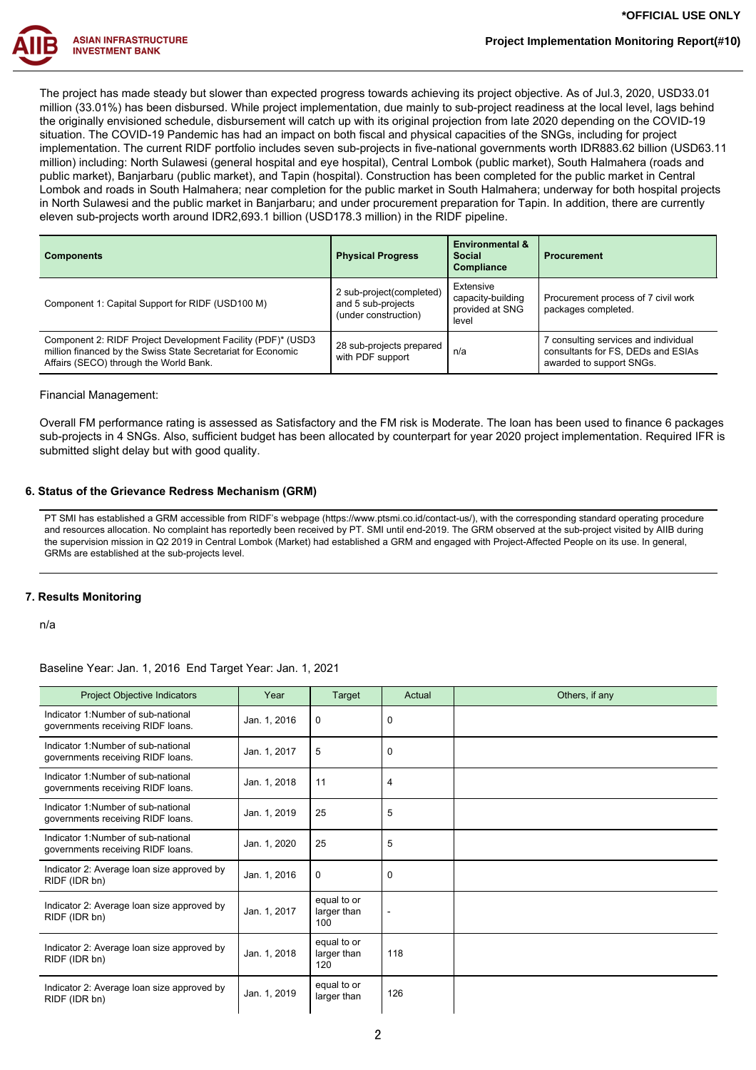The project has made steady but slower than expected progress towards achieving its project objective. As of Jul.3, 2020, USD33.01 million (33.01%) has been disbursed. While project implementation, due mainly to sub-project readiness at the local level, lags behind the originally envisioned schedule, disbursement will catch up with its original projection from late 2020 depending on the COVID-19 situation. The COVID-19 Pandemic has had an impact on both fiscal and physical capacities of the SNGs, including for project implementation. The current RIDF portfolio includes seven sub-projects in five-national governments worth IDR883.62 billion (USD63.11 million) including: North Sulawesi (general hospital and eye hospital), Central Lombok (public market), South Halmahera (roads and public market), Banjarbaru (public market), and Tapin (hospital). Construction has been completed for the public market in Central Lombok and roads in South Halmahera; near completion for the public market in South Halmahera; underway for both hospital projects in North Sulawesi and the public market in Banjarbaru; and under procurement preparation for Tapin. In addition, there are currently eleven sub-projects worth around IDR2,693.1 billion (USD178.3 million) in the RIDF pipeline.

| Components | Physical Progress | Environmental & Social Compliance | Procurement |
|---|---|---|---|
| Component 1: Capital Support for RIDF (USD100 M) | 2 sub-project(completed) and 5 sub-projects (under construction) | Extensive capacity-building provided at SNG level | Procurement process of 7 civil work packages completed. |
| Component 2: RIDF Project Development Facility (PDF)* (USD3 million financed by the Swiss State Secretariat for Economic Affairs (SECO) through the World Bank. | 28 sub-projects prepared with PDF support | n/a | 7 consulting services and individual consultants for FS, DEDs and ESIAs awarded to support SNGs. |

Financial Management:

Overall FM performance rating is assessed as Satisfactory and the FM risk is Moderate. The loan has been used to finance 6 packages sub-projects in 4 SNGs. Also, sufficient budget has been allocated by counterpart for year 2020 project implementation. Required IFR is submitted slight delay but with good quality.

### 6. Status of the Grievance Redress Mechanism (GRM)

PT SMI has established a GRM accessible from RIDF's webpage (https://www.ptsmi.co.id/contact-us/), with the corresponding standard operating procedure and resources allocation. No complaint has reportedly been received by PT. SMI until end-2019. The GRM observed at the sub-project visited by AIIB during the supervision mission in Q2 2019 in Central Lombok (Market) had established a GRM and engaged with Project-Affected People on its use. In general, GRMs are established at the sub-projects level.

### 7. Results Monitoring

n/a

Baseline Year: Jan. 1, 2016 End Target Year: Jan. 1, 2021

| Project Objective Indicators | Year | Target | Actual | Others, if any |
|---|---|---|---|---|
| Indicator 1:Number of sub-national governments receiving RIDF loans. | Jan. 1, 2016 | 0 | 0 | |
| Indicator 1:Number of sub-national governments receiving RIDF loans. | Jan. 1, 2017 | 5 | 0 | |
| Indicator 1:Number of sub-national governments receiving RIDF loans. | Jan. 1, 2018 | 11 | 4 | |
| Indicator 1:Number of sub-national governments receiving RIDF loans. | Jan. 1, 2019 | 25 | 5 | |
| Indicator 1:Number of sub-national governments receiving RIDF loans. | Jan. 1, 2020 | 25 | 5 | |
| Indicator 2: Average loan size approved by RIDF (IDR bn) | Jan. 1, 2016 | 0 | 0 | |
| Indicator 2: Average loan size approved by RIDF (IDR bn) | Jan. 1, 2017 | equal to or larger than 100 | - | |
| Indicator 2: Average loan size approved by RIDF (IDR bn) | Jan. 1, 2018 | equal to or larger than 120 | 118 | |
| Indicator 2: Average loan size approved by RIDF (IDR bn) | Jan. 1, 2019 | equal to or larger than | 126 | |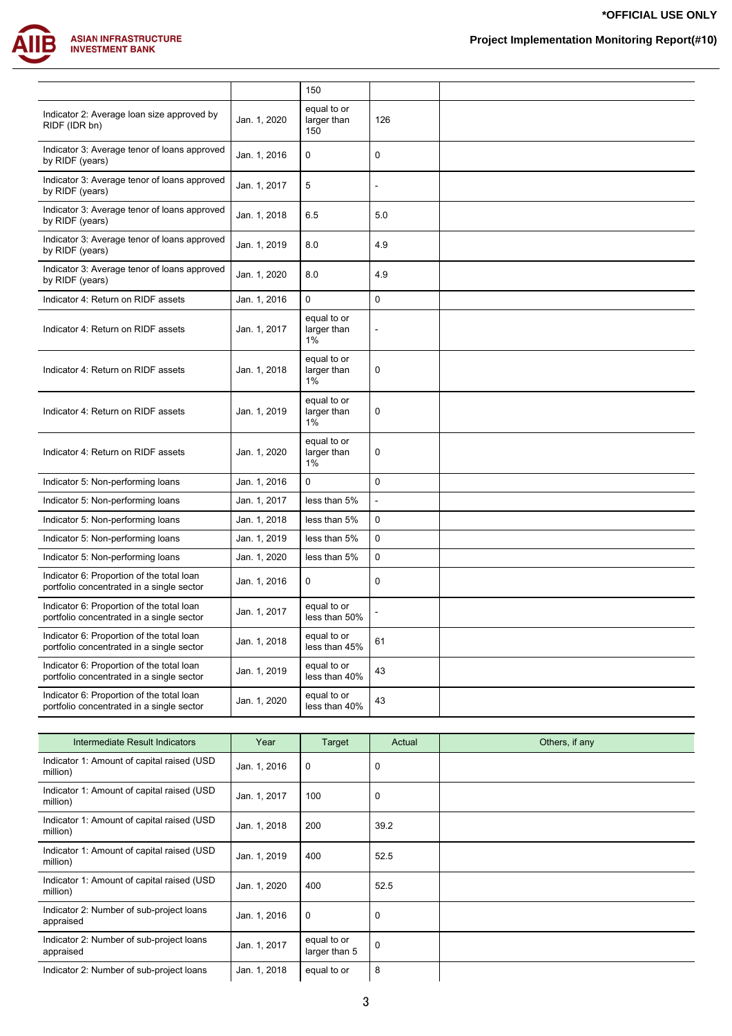| | | 150 | | |
|---|---|---|---|---|
| Indicator 2: Average loan size approved by RIDF (IDR bn) | Jan. 1, 2020 | equal to or larger than 150 | 126 | |
| Indicator 3: Average tenor of loans approved by RIDF (years) | Jan. 1, 2016 | 0 | 0 | |
| Indicator 3: Average tenor of loans approved by RIDF (years) | Jan. 1, 2017 | 5 | - | |
| Indicator 3: Average tenor of loans approved by RIDF (years) | Jan. 1, 2018 | 6.5 | 5.0 | |
| Indicator 3: Average tenor of loans approved by RIDF (years) | Jan. 1, 2019 | 8.0 | 4.9 | |
| Indicator 3: Average tenor of loans approved by RIDF (years) | Jan. 1, 2020 | 8.0 | 4.9 | |
| Indicator 4: Return on RIDF assets | Jan. 1, 2016 | 0 | 0 | |
| Indicator 4: Return on RIDF assets | Jan. 1, 2017 | equal to or larger than 1% | - | |
| Indicator 4: Return on RIDF assets | Jan. 1, 2018 | equal to or larger than 1% | 0 | |
| Indicator 4: Return on RIDF assets | Jan. 1, 2019 | equal to or larger than 1% | 0 | |
| Indicator 4: Return on RIDF assets | Jan. 1, 2020 | equal to or larger than 1% | 0 | |
| Indicator 5: Non-performing loans | Jan. 1, 2016 | 0 | 0 | |
| Indicator 5: Non-performing loans | Jan. 1, 2017 | less than 5% | - | |
| Indicator 5: Non-performing loans | Jan. 1, 2018 | less than 5% | 0 | |
| Indicator 5: Non-performing loans | Jan. 1, 2019 | less than 5% | 0 | |
| Indicator 5: Non-performing loans | Jan. 1, 2020 | less than 5% | 0 | |
| Indicator 6: Proportion of the total loan portfolio concentrated in a single sector | Jan. 1, 2016 | 0 | 0 | |
| Indicator 6: Proportion of the total loan portfolio concentrated in a single sector | Jan. 1, 2017 | equal to or less than 50% | - | |
| Indicator 6: Proportion of the total loan portfolio concentrated in a single sector | Jan. 1, 2018 | equal to or less than 45% | 61 | |
| Indicator 6: Proportion of the total loan portfolio concentrated in a single sector | Jan. 1, 2019 | equal to or less than 40% | 43 | |
| Indicator 6: Proportion of the total loan portfolio concentrated in a single sector | Jan. 1, 2020 | equal to or less than 40% | 43 | |

| Intermediate Result Indicators | Year | Target | Actual | Others, if any |
|---|---|---|---|---|
| Indicator 1: Amount of capital raised (USD million) | Jan. 1, 2016 | 0 | 0 | |
| Indicator 1: Amount of capital raised (USD million) | Jan. 1, 2017 | 100 | 0 | |
| Indicator 1: Amount of capital raised (USD million) | Jan. 1, 2018 | 200 | 39.2 | |
| Indicator 1: Amount of capital raised (USD million) | Jan. 1, 2019 | 400 | 52.5 | |
| Indicator 1: Amount of capital raised (USD million) | Jan. 1, 2020 | 400 | 52.5 | |
| Indicator 2: Number of sub-project loans appraised | Jan. 1, 2016 | 0 | 0 | |
| Indicator 2: Number of sub-project loans appraised | Jan. 1, 2017 | equal to or larger than 5 | 0 | |
| Indicator 2: Number of sub-project loans | Jan. 1, 2018 | equal to or | 8 | |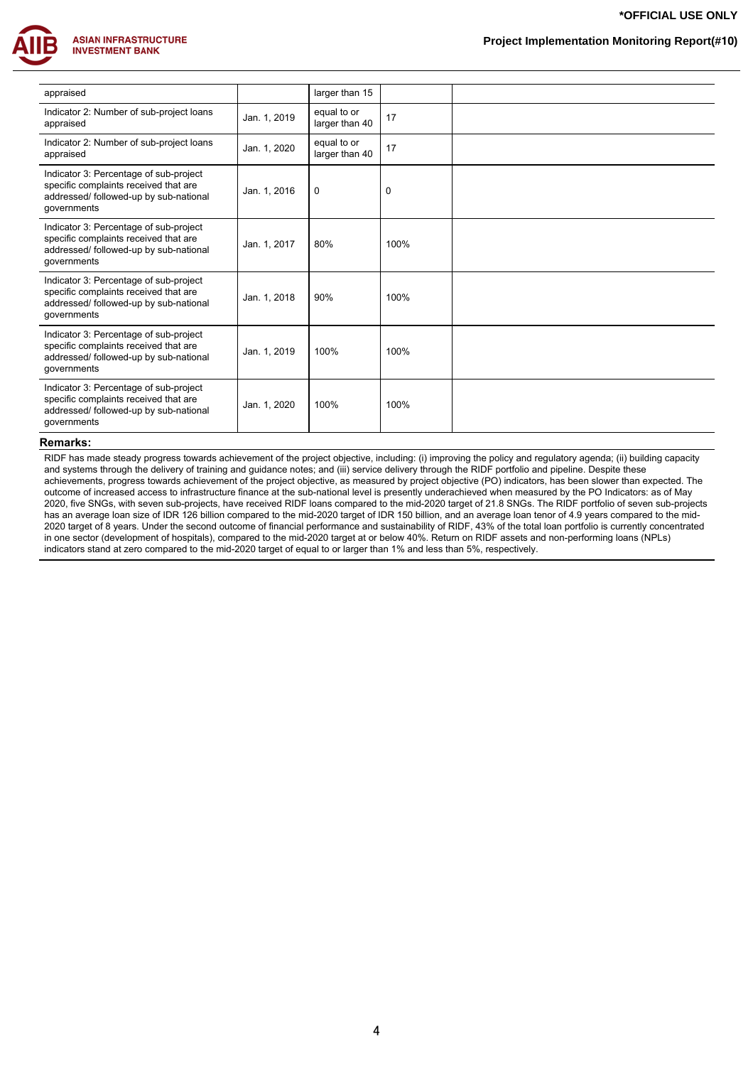| | | | | |
|---|---|---|---|---|
| appraised | | larger than 15 | | |
| Indicator 2: Number of sub-project loans appraised | Jan. 1, 2019 | equal to or larger than 40 | 17 | |
| Indicator 2: Number of sub-project loans appraised | Jan. 1, 2020 | equal to or larger than 40 | 17 | |
| Indicator 3: Percentage of sub-project specific complaints received that are addressed/ followed-up by sub-national governments | Jan. 1, 2016 | 0 | 0 | |
| Indicator 3: Percentage of sub-project specific complaints received that are addressed/ followed-up by sub-national governments | Jan. 1, 2017 | 80% | 100% | |
| Indicator 3: Percentage of sub-project specific complaints received that are addressed/ followed-up by sub-national governments | Jan. 1, 2018 | 90% | 100% | |
| Indicator 3: Percentage of sub-project specific complaints received that are addressed/ followed-up by sub-national governments | Jan. 1, 2019 | 100% | 100% | |
| Indicator 3: Percentage of sub-project specific complaints received that are addressed/ followed-up by sub-national governments | Jan. 1, 2020 | 100% | 100% | |

**Remarks:**

RIDF has made steady progress towards achievement of the project objective, including: (i) improving the policy and regulatory agenda; (ii) building capacity and systems through the delivery of training and guidance notes; and (iii) service delivery through the RIDF portfolio and pipeline. Despite these achievements, progress towards achievement of the project objective, as measured by project objective (PO) indicators, has been slower than expected. The outcome of increased access to infrastructure finance at the sub-national level is presently underachieved when measured by the PO Indicators: as of May 2020, five SNGs, with seven sub-projects, have received RIDF loans compared to the mid-2020 target of 21.8 SNGs. The RIDF portfolio of seven sub-projects has an average loan size of IDR 126 billion compared to the mid-2020 target of IDR 150 billion, and an average loan tenor of 4.9 years compared to the mid-2020 target of 8 years. Under the second outcome of financial performance and sustainability of RIDF, 43% of the total loan portfolio is currently concentrated in one sector (development of hospitals), compared to the mid-2020 target at or below 40%. Return on RIDF assets and non-performing loans (NPLs) indicators stand at zero compared to the mid-2020 target of equal to or larger than 1% and less than 5%, respectively.